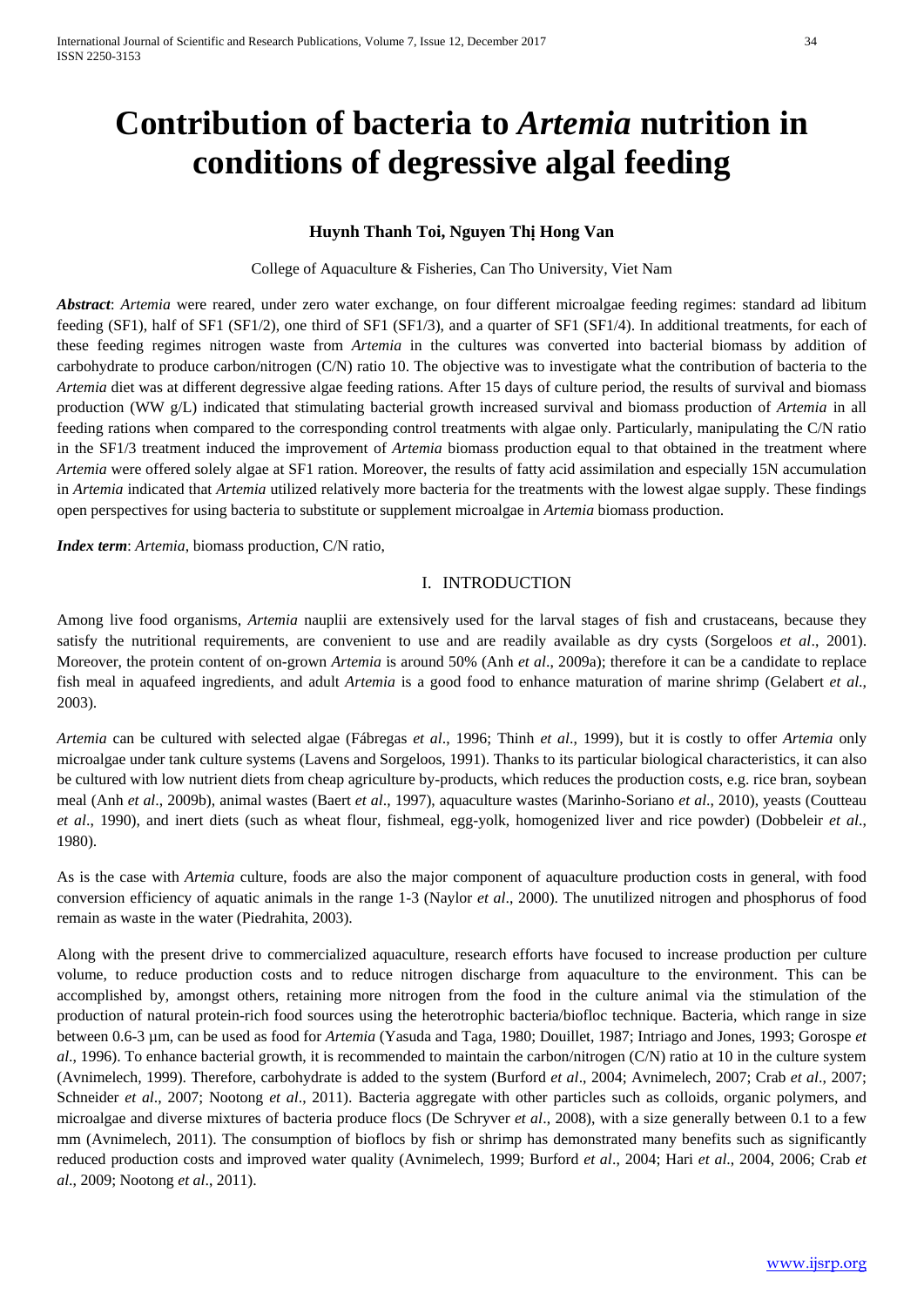# Contribution of bacteria to *Artemia* nutrition in conditions of degressive algal feeding

**Huynh Thanh Toi, Nguyen Thị Hong Van**

College of Aquaculture & Fisheries, Can Tho University, Viet Nam

***Abstract***: *Artemia* were reared, under zero water exchange, on four different microalgae feeding regimes: standard ad libitum feeding (SF1), half of SF1 (SF1/2), one third of SF1 (SF1/3), and a quarter of SF1 (SF1/4). In additional treatments, for each of these feeding regimes nitrogen waste from *Artemia* in the cultures was converted into bacterial biomass by addition of carbohydrate to produce carbon/nitrogen (C/N) ratio 10. The objective was to investigate what the contribution of bacteria to the *Artemia* diet was at different degressive algae feeding rations. After 15 days of culture period, the results of survival and biomass production (WW g/L) indicated that stimulating bacterial growth increased survival and biomass production of *Artemia* in all feeding rations when compared to the corresponding control treatments with algae only. Particularly, manipulating the C/N ratio in the SF1/3 treatment induced the improvement of *Artemia* biomass production equal to that obtained in the treatment where *Artemia* were offered solely algae at SF1 ration. Moreover, the results of fatty acid assimilation and especially 15N accumulation in *Artemia* indicated that *Artemia* utilized relatively more bacteria for the treatments with the lowest algae supply. These findings open perspectives for using bacteria to substitute or supplement microalgae in *Artemia* biomass production.

***Index term***: *Artemia*, biomass production, C/N ratio,

## I. INTRODUCTION

Among live food organisms, *Artemia* nauplii are extensively used for the larval stages of fish and crustaceans, because they satisfy the nutritional requirements, are convenient to use and are readily available as dry cysts (Sorgeloos *et al*., 2001). Moreover, the protein content of on-grown *Artemia* is around 50% (Anh *et al*., 2009a); therefore it can be a candidate to replace fish meal in aquafeed ingredients, and adult *Artemia* is a good food to enhance maturation of marine shrimp (Gelabert *et al*., 2003).

*Artemia* can be cultured with selected algae (Fábregas *et al*., 1996; Thinh *et al*., 1999), but it is costly to offer *Artemia* only microalgae under tank culture systems (Lavens and Sorgeloos, 1991). Thanks to its particular biological characteristics, it can also be cultured with low nutrient diets from cheap agriculture by-products, which reduces the production costs, e.g. rice bran, soybean meal (Anh *et al*., 2009b), animal wastes (Baert *et al*., 1997), aquaculture wastes (Marinho-Soriano *et al*., 2010), yeasts (Coutteau *et al*., 1990), and inert diets (such as wheat flour, fishmeal, egg-yolk, homogenized liver and rice powder) (Dobbeleir *et al*., 1980).

As is the case with *Artemia* culture, foods are also the major component of aquaculture production costs in general, with food conversion efficiency of aquatic animals in the range 1-3 (Naylor *et al*., 2000). The unutilized nitrogen and phosphorus of food remain as waste in the water (Piedrahita, 2003).

Along with the present drive to commercialized aquaculture, research efforts have focused to increase production per culture volume, to reduce production costs and to reduce nitrogen discharge from aquaculture to the environment. This can be accomplished by, amongst others, retaining more nitrogen from the food in the culture animal via the stimulation of the production of natural protein-rich food sources using the heterotrophic bacteria/biofloc technique. Bacteria, which range in size between 0.6-3 µm, can be used as food for *Artemia* (Yasuda and Taga, 1980; Douillet, 1987; Intriago and Jones, 1993; Gorospe *et al*., 1996). To enhance bacterial growth, it is recommended to maintain the carbon/nitrogen (C/N) ratio at 10 in the culture system (Avnimelech, 1999). Therefore, carbohydrate is added to the system (Burford *et al*., 2004; Avnimelech, 2007; Crab *et al*., 2007; Schneider *et al*., 2007; Nootong *et al*., 2011). Bacteria aggregate with other particles such as colloids, organic polymers, and microalgae and diverse mixtures of bacteria produce flocs (De Schryver *et al*., 2008), with a size generally between 0.1 to a few mm (Avnimelech, 2011). The consumption of bioflocs by fish or shrimp has demonstrated many benefits such as significantly reduced production costs and improved water quality (Avnimelech, 1999; Burford *et al*., 2004; Hari *et al*., 2004, 2006; Crab *et al*., 2009; Nootong *et al*., 2011).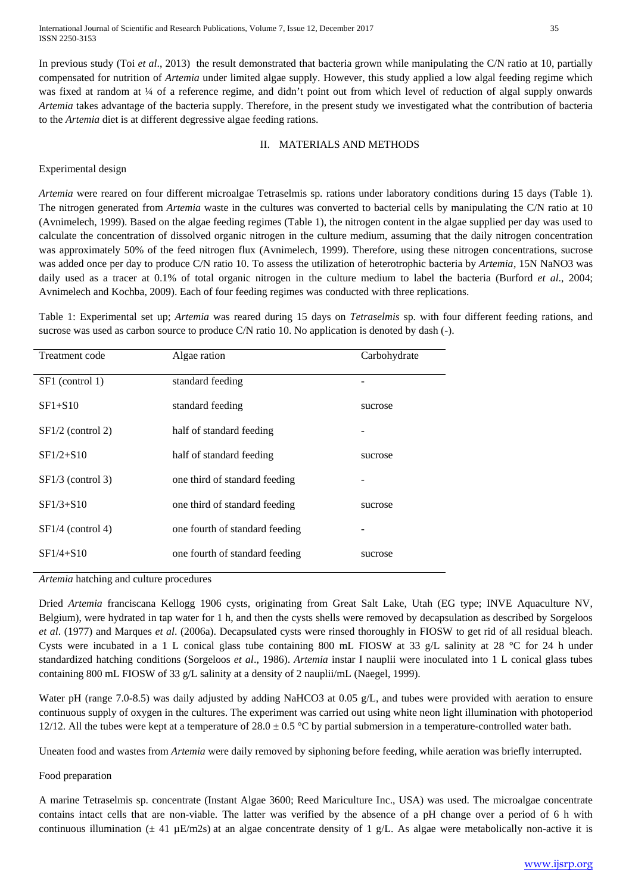In previous study (Toi *et al*., 2013) the result demonstrated that bacteria grown while manipulating the C/N ratio at 10, partially compensated for nutrition of *Artemia* under limited algae supply. However, this study applied a low algal feeding regime which was fixed at random at ¼ of a reference regime, and didn't point out from which level of reduction of algal supply onwards *Artemia* takes advantage of the bacteria supply. Therefore, in the present study we investigated what the contribution of bacteria to the *Artemia* diet is at different degressive algae feeding rations.

## II. MATERIALS AND METHODS

### Experimental design

*Artemia* were reared on four different microalgae Tetraselmis sp. rations under laboratory conditions during 15 days (Table 1). The nitrogen generated from *Artemia* waste in the cultures was converted to bacterial cells by manipulating the C/N ratio at 10 (Avnimelech, 1999). Based on the algae feeding regimes (Table 1), the nitrogen content in the algae supplied per day was used to calculate the concentration of dissolved organic nitrogen in the culture medium, assuming that the daily nitrogen concentration was approximately 50% of the feed nitrogen flux (Avnimelech, 1999). Therefore, using these nitrogen concentrations, sucrose was added once per day to produce C/N ratio 10. To assess the utilization of heterotrophic bacteria by *Artemia*, $^{15}N$ $NaNO_3$ was daily used as a tracer at 0.1% of total organic nitrogen in the culture medium to label the bacteria (Burford *et al*., 2004; Avnimelech and Kochba, 2009). Each of four feeding regimes was conducted with three replications.

Table 1: Experimental set up; *Artemia* was reared during 15 days on *Tetraselmis* sp. with four different feeding rations, and sucrose was used as carbon source to produce C/N ratio 10. No application is denoted by dash (-).

| Treatment code | Algae ration | Carbohydrate |
|---|---|---|
| SF1 (control 1) | standard feeding | - |
| SF1+S10 | standard feeding | sucrose |
| SF1/2 (control 2) | half of standard feeding | - |
| SF1/2+S10 | half of standard feeding | sucrose |
| SF1/3 (control 3) | one third of standard feeding | - |
| SF1/3+S10 | one third of standard feeding | sucrose |
| SF1/4 (control 4) | one fourth of standard feeding | - |
| SF1/4+S10 | one fourth of standard feeding | sucrose |

### *Artemia* hatching and culture procedures

Dried *Artemia* franciscana Kellogg 1906 cysts, originating from Great Salt Lake, Utah (EG type; INVE Aquaculture NV, Belgium), were hydrated in tap water for 1 h, and then the cysts shells were removed by decapsulation as described by Sorgeloos *et al*. (1977) and Marques *et al*. (2006a). Decapsulated cysts were rinsed thoroughly in FIOSW to get rid of all residual bleach. Cysts were incubated in a 1 L conical glass tube containing 800 mL FIOSW at 33 g/L salinity at 28 °C for 24 h under standardized hatching conditions (Sorgeloos *et al*., 1986). *Artemia* instar I nauplii were inoculated into 1 L conical glass tubes containing 800 mL FIOSW of 33 g/L salinity at a density of 2 nauplii/mL (Naegel, 1999).

Water pH (range 7.0-8.5) was daily adjusted by adding $NaHCO_3$ at 0.05 g/L, and tubes were provided with aeration to ensure continuous supply of oxygen in the cultures. The experiment was carried out using white neon light illumination with photoperiod 12/12. All the tubes were kept at a temperature of 28.0 ± 0.5 °C by partial submersion in a temperature-controlled water bath.

Uneaten food and wastes from *Artemia* were daily removed by siphoning before feeding, while aeration was briefly interrupted.

### Food preparation

A marine Tetraselmis sp. concentrate (Instant Algae 3600; Reed Mariculture Inc., USA) was used. The microalgae concentrate contains intact cells that are non-viable. The latter was verified by the absence of a pH change over a period of 6 h with continuous illumination (± 41 µE/m2s) at an algae concentrate density of 1 g/L. As algae were metabolically non-active it is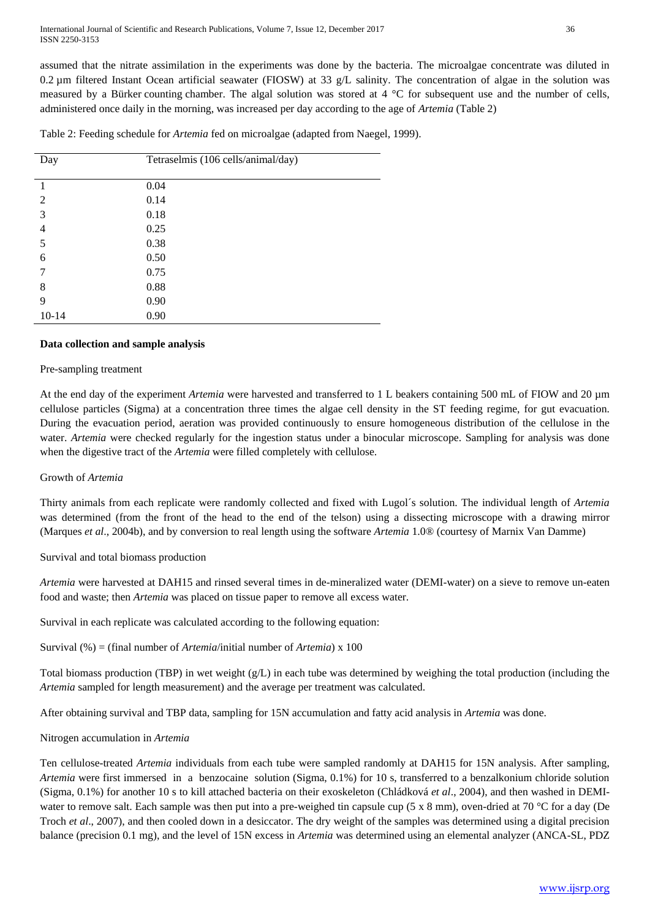assumed that the nitrate assimilation in the experiments was done by the bacteria. The microalgae concentrate was diluted in 0.2 µm filtered Instant Ocean artificial seawater (FIOSW) at 33 g/L salinity. The concentration of algae in the solution was measured by a Bürker counting chamber. The algal solution was stored at 4 °C for subsequent use and the number of cells, administered once daily in the morning, was increased per day according to the age of *Artemia* (Table 2)

Table 2: Feeding schedule for *Artemia* fed on microalgae (adapted from Naegel, 1999).

| Day | Tetraselmis (106 cells/animal/day) |
|---|---|
| 1 | 0.04 |
| 2 | 0.14 |
| 3 | 0.18 |
| 4 | 0.25 |
| 5 | 0.38 |
| 6 | 0.50 |
| 7 | 0.75 |
| 8 | 0.88 |
| 9 | 0.90 |
| 10-14 | 0.90 |

**Data collection and sample analysis**

Pre-sampling treatment

At the end day of the experiment *Artemia* were harvested and transferred to 1 L beakers containing 500 mL of FIOW and 20 µm cellulose particles (Sigma) at a concentration three times the algae cell density in the ST feeding regime, for gut evacuation. During the evacuation period, aeration was provided continuously to ensure homogeneous distribution of the cellulose in the water. *Artemia* were checked regularly for the ingestion status under a binocular microscope. Sampling for analysis was done when the digestive tract of the *Artemia* were filled completely with cellulose.

Growth of *Artemia*

Thirty animals from each replicate were randomly collected and fixed with Lugol´s solution. The individual length of *Artemia* was determined (from the front of the head to the end of the telson) using a dissecting microscope with a drawing mirror (Marques *et al*., 2004b), and by conversion to real length using the software *Artemia* 1.0® (courtesy of Marnix Van Damme)

Survival and total biomass production

*Artemia* were harvested at DAH15 and rinsed several times in de-mineralized water (DEMI-water) on a sieve to remove un-eaten food and waste; then *Artemia* was placed on tissue paper to remove all excess water.

Survival in each replicate was calculated according to the following equation:

Survival (%) = (final number of *Artemia*/initial number of *Artemia*) x 100

Total biomass production (TBP) in wet weight (g/L) in each tube was determined by weighing the total production (including the *Artemia* sampled for length measurement) and the average per treatment was calculated.

After obtaining survival and TBP data, sampling for 15N accumulation and fatty acid analysis in *Artemia* was done.

Nitrogen accumulation in *Artemia*

Ten cellulose-treated *Artemia* individuals from each tube were sampled randomly at DAH15 for 15N analysis. After sampling, *Artemia* were first immersed in a benzocaine solution (Sigma, 0.1%) for 10 s, transferred to a benzalkonium chloride solution (Sigma, 0.1%) for another 10 s to kill attached bacteria on their exoskeleton (Chládková *et al*., 2004), and then washed in DEMI-water to remove salt. Each sample was then put into a pre-weighed tin capsule cup (5 x 8 mm), oven-dried at 70 °C for a day (De Troch *et al*., 2007), and then cooled down in a desiccator. The dry weight of the samples was determined using a digital precision balance (precision 0.1 mg), and the level of 15N excess in *Artemia* was determined using an elemental analyzer (ANCA-SL, PDZ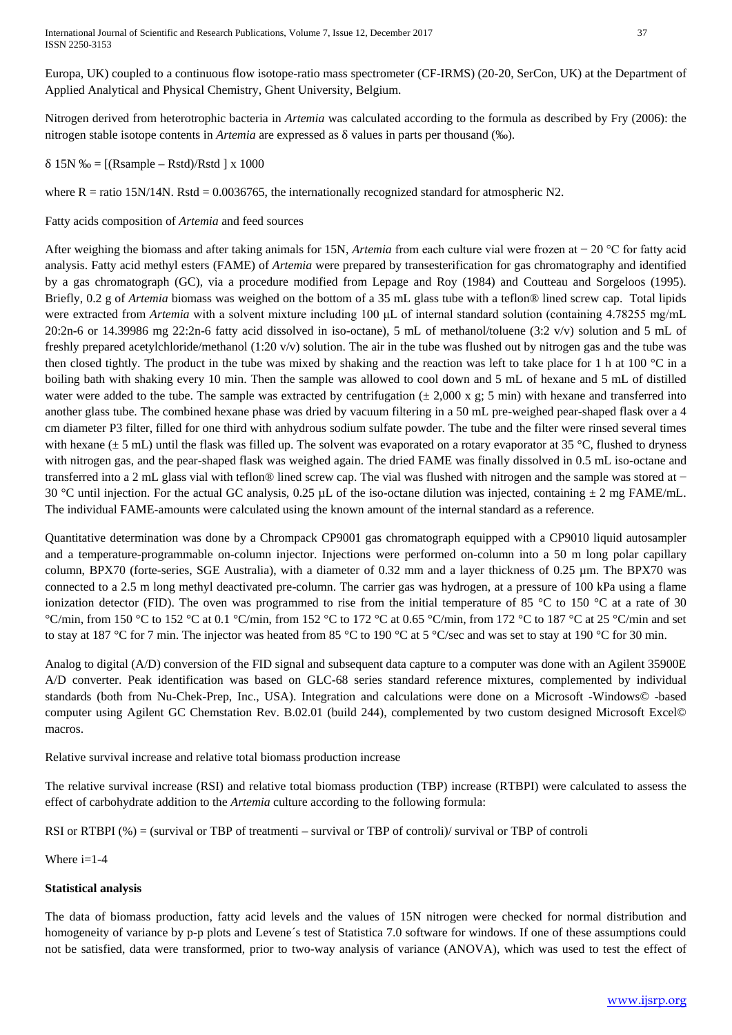Europa, UK) coupled to a continuous flow isotope-ratio mass spectrometer (CF-IRMS) (20-20, SerCon, UK) at the Department of Applied Analytical and Physical Chemistry, Ghent University, Belgium.

Nitrogen derived from heterotrophic bacteria in *Artemia* was calculated according to the formula as described by Fry (2006): the nitrogen stable isotope contents in *Artemia* are expressed as δ values in parts per thousand (‰).

$\delta$ 15N ‰ = [(Rsample – Rstd)/Rstd ] x 1000

where R = ratio 15N/14N. Rstd = 0.0036765, the internationally recognized standard for atmospheric N2.

Fatty acids composition of *Artemia* and feed sources

After weighing the biomass and after taking animals for 15N, *Artemia* from each culture vial were frozen at − 20 °C for fatty acid analysis. Fatty acid methyl esters (FAME) of *Artemia* were prepared by transesterification for gas chromatography and identified by a gas chromatograph (GC), via a procedure modified from Lepage and Roy (1984) and Coutteau and Sorgeloos (1995). Briefly, 0.2 g of *Artemia* biomass was weighed on the bottom of a 35 mL glass tube with a teflon® lined screw cap. Total lipids were extracted from *Artemia* with a solvent mixture including 100 µL of internal standard solution (containing 4.78255 mg/mL 20:2n-6 or 14.39986 mg 22:2n-6 fatty acid dissolved in iso-octane), 5 mL of methanol/toluene (3:2 v/v) solution and 5 mL of freshly prepared acetylchloride/methanol (1:20 v/v) solution. The air in the tube was flushed out by nitrogen gas and the tube was then closed tightly. The product in the tube was mixed by shaking and the reaction was left to take place for 1 h at 100 °C in a boiling bath with shaking every 10 min. Then the sample was allowed to cool down and 5 mL of hexane and 5 mL of distilled water were added to the tube. The sample was extracted by centrifugation (± 2,000 x g; 5 min) with hexane and transferred into another glass tube. The combined hexane phase was dried by vacuum filtering in a 50 mL pre-weighed pear-shaped flask over a 4 cm diameter P3 filter, filled for one third with anhydrous sodium sulfate powder. The tube and the filter were rinsed several times with hexane (± 5 mL) until the flask was filled up. The solvent was evaporated on a rotary evaporator at 35 °C, flushed to dryness with nitrogen gas, and the pear-shaped flask was weighed again. The dried FAME was finally dissolved in 0.5 mL iso-octane and transferred into a 2 mL glass vial with teflon® lined screw cap. The vial was flushed with nitrogen and the sample was stored at − 30 °C until injection. For the actual GC analysis, 0.25 µL of the iso-octane dilution was injected, containing ± 2 mg FAME/mL. The individual FAME-amounts were calculated using the known amount of the internal standard as a reference.

Quantitative determination was done by a Chrompack CP9001 gas chromatograph equipped with a CP9010 liquid autosampler and a temperature-programmable on-column injector. Injections were performed on-column into a 50 m long polar capillary column, BPX70 (forte-series, SGE Australia), with a diameter of 0.32 mm and a layer thickness of 0.25 µm. The BPX70 was connected to a 2.5 m long methyl deactivated pre-column. The carrier gas was hydrogen, at a pressure of 100 kPa using a flame ionization detector (FID). The oven was programmed to rise from the initial temperature of 85 °C to 150 °C at a rate of 30 °C/min, from 150 °C to 152 °C at 0.1 °C/min, from 152 °C to 172 °C at 0.65 °C/min, from 172 °C to 187 °C at 25 °C/min and set to stay at 187 °C for 7 min. The injector was heated from 85 °C to 190 °C at 5 °C/sec and was set to stay at 190 °C for 30 min.

Analog to digital (A/D) conversion of the FID signal and subsequent data capture to a computer was done with an Agilent 35900E A/D converter. Peak identification was based on GLC-68 series standard reference mixtures, complemented by individual standards (both from Nu-Chek-Prep, Inc., USA). Integration and calculations were done on a Microsoft -Windows© -based computer using Agilent GC Chemstation Rev. B.02.01 (build 244), complemented by two custom designed Microsoft Excel© macros.

Relative survival increase and relative total biomass production increase

The relative survival increase (RSI) and relative total biomass production (TBP) increase (RTBPI) were calculated to assess the effect of carbohydrate addition to the *Artemia* culture according to the following formula:

RSI or RTBPI (%) = (survival or TBP of treatment$_i$ – survival or TBP of control$_i$)/ survival or TBP of control$_i$

Where i=1-4

**Statistical analysis**

The data of biomass production, fatty acid levels and the values of 15N nitrogen were checked for normal distribution and homogeneity of variance by p-p plots and Levene´s test of Statistica 7.0 software for windows. If one of these assumptions could not be satisfied, data were transformed, prior to two-way analysis of variance (ANOVA), which was used to test the effect of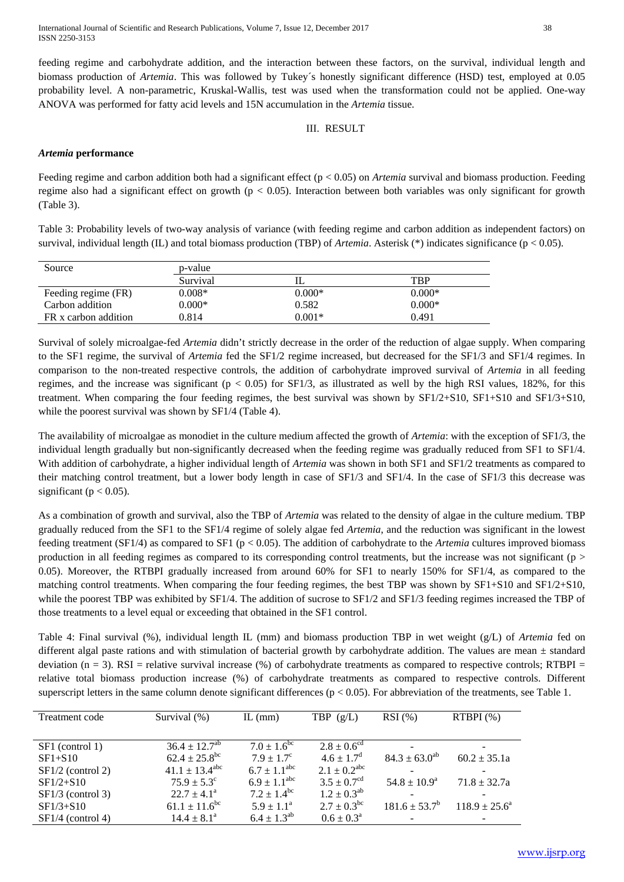feeding regime and carbohydrate addition, and the interaction between these factors, on the survival, individual length and biomass production of *Artemia*. This was followed by Tukey´s honestly significant difference (HSD) test, employed at 0.05 probability level. A non-parametric, Kruskal-Wallis, test was used when the transformation could not be applied. One-way ANOVA was performed for fatty acid levels and 15N accumulation in the *Artemia* tissue.

## III. RESULT

### *Artemia* performance

Feeding regime and carbon addition both had a significant effect ($p < 0.05$) on *Artemia* survival and biomass production. Feeding regime also had a significant effect on growth ($p < 0.05$). Interaction between both variables was only significant for growth (Table 3).

Table 3: Probability levels of two-way analysis of variance (with feeding regime and carbon addition as independent factors) on survival, individual length (IL) and total biomass production (TBP) of *Artemia*. Asterisk (*) indicates significance ($p < 0.05$).

| Source | p-value | | |
|---|---|---|---|
| | Survival | IL | TBP |
| Feeding regime (FR) | 0.008* | 0.000* | 0.000* |
| Carbon addition | 0.000* | 0.582 | 0.000* |
| FR x carbon addition | 0.814 | 0.001* | 0.491 |

Survival of solely microalgae-fed *Artemia* didn't strictly decrease in the order of the reduction of algae supply. When comparing to the SF1 regime, the survival of *Artemia* fed the SF1/2 regime increased, but decreased for the SF1/3 and SF1/4 regimes. In comparison to the non-treated respective controls, the addition of carbohydrate improved survival of *Artemia* in all feeding regimes, and the increase was significant ($p < 0.05$) for SF1/3, as illustrated as well by the high RSI values, 182%, for this treatment. When comparing the four feeding regimes, the best survival was shown by SF1/2+S10, SF1+S10 and SF1/3+S10, while the poorest survival was shown by SF1/4 (Table 4).

The availability of microalgae as monodiet in the culture medium affected the growth of *Artemia*: with the exception of SF1/3, the individual length gradually but non-significantly decreased when the feeding regime was gradually reduced from SF1 to SF1/4. With addition of carbohydrate, a higher individual length of *Artemia* was shown in both SF1 and SF1/2 treatments as compared to their matching control treatment, but a lower body length in case of SF1/3 and SF1/4. In the case of SF1/3 this decrease was significant ($p < 0.05$).

As a combination of growth and survival, also the TBP of *Artemia* was related to the density of algae in the culture medium. TBP gradually reduced from the SF1 to the SF1/4 regime of solely algae fed *Artemia*, and the reduction was significant in the lowest feeding treatment (SF1/4) as compared to SF1 ($p < 0.05$). The addition of carbohydrate to the *Artemia* cultures improved biomass production in all feeding regimes as compared to its corresponding control treatments, but the increase was not significant ($p > 0.05$). Moreover, the RTBPI gradually increased from around 60% for SF1 to nearly 150% for SF1/4, as compared to the matching control treatments. When comparing the four feeding regimes, the best TBP was shown by SF1+S10 and SF1/2+S10, while the poorest TBP was exhibited by SF1/4. The addition of sucrose to SF1/2 and SF1/3 feeding regimes increased the TBP of those treatments to a level equal or exceeding that obtained in the SF1 control.

Table 4: Final survival (%), individual length IL (mm) and biomass production TBP in wet weight (g/L) of *Artemia* fed on different algal paste rations and with stimulation of bacterial growth by carbohydrate addition. The values are mean ± standard deviation (n = 3). RSI = relative survival increase (%) of carbohydrate treatments as compared to respective controls; RTBPI = relative total biomass production increase (%) of carbohydrate treatments as compared to respective controls. Different superscript letters in the same column denote significant differences ($p < 0.05$). For abbreviation of the treatments, see Table 1.

| Treatment code | Survival (%) | IL (mm) | TBP (g/L) | RSI (%) | RTBPI (%) |
|---|---|---|---|---|---|
| SF1 (control 1) | $36.4 \pm 12.7^{ab}$ | $7.0 \pm 1.6^{bc}$ | $2.8 \pm 0.6^{cd}$ | - | - |
| SF1+S10 | $62.4 \pm 25.8^{bc}$ | $7.9 \pm 1.7^{c}$ | $4.6 \pm 1.7^{d}$ | $84.3 \pm 63.0^{ab}$ | $60.2 \pm 35.1a$ |
| SF1/2 (control 2) | $41.1 \pm 13.4^{abc}$ | $6.7 \pm 1.1^{abc}$ | $2.1 \pm 0.2^{abc}$ | - | - |
| SF1/2+S10 | $75.9 \pm 5.3^{c}$ | $6.9 \pm 1.1^{abc}$ | $3.5 \pm 0.7^{cd}$ | $54.8 \pm 10.9^{a}$ | $71.8 \pm 32.7a$ |
| SF1/3 (control 3) | $22.7 \pm 4.1^{a}$ | $7.2 \pm 1.4^{bc}$ | $1.2 \pm 0.3^{ab}$ | - | - |
| SF1/3+S10 | $61.1 \pm 11.6^{bc}$ | $5.9 \pm 1.1^{a}$ | $2.7 \pm 0.3^{bc}$ | $181.6 \pm 53.7^{b}$ | $118.9 \pm 25.6^{a}$ |
| SF1/4 (control 4) | $14.4 \pm 8.1^{a}$ | $6.4 \pm 1.3^{ab}$ | $0.6 \pm 0.3^{a}$ | - | - |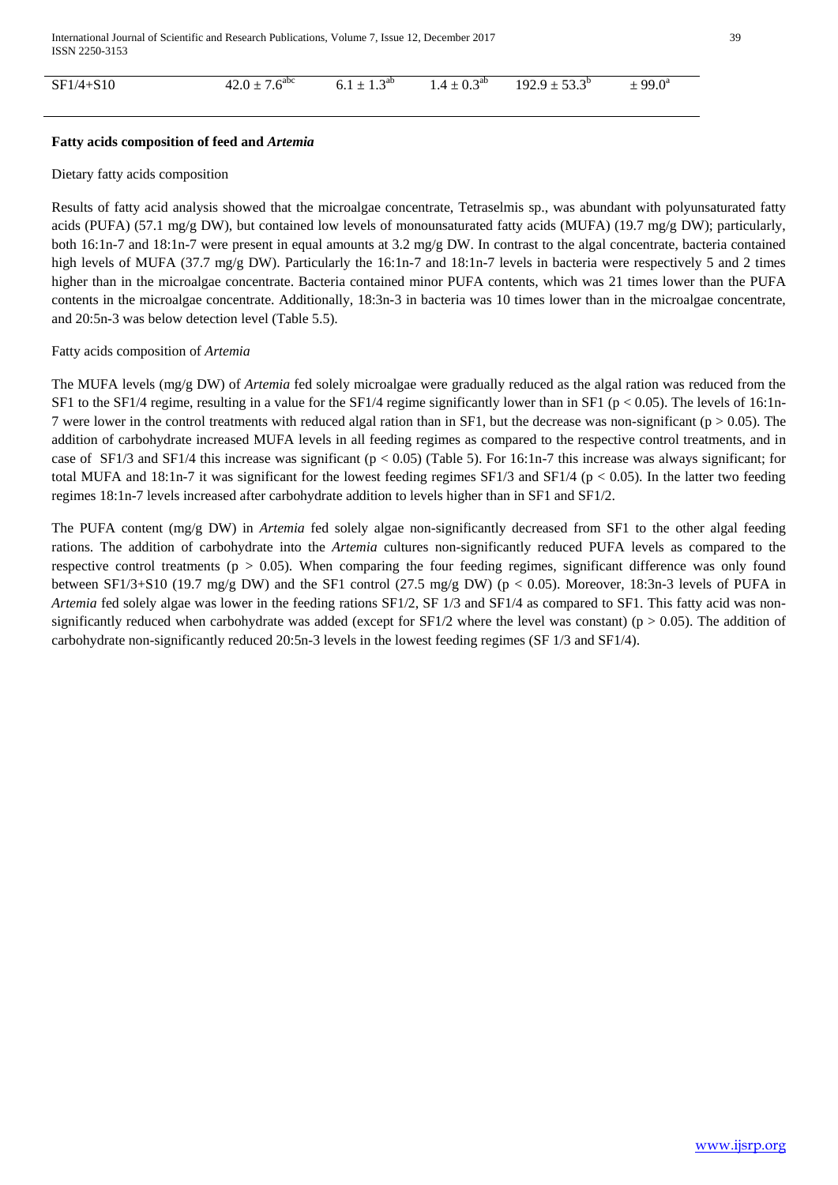| SF1/4+S10 | $42.0 \pm 7.6^{abc}$ | $6.1 \pm 1.3^{ab}$ | $1.4 \pm 0.3^{ab}$ | $192.9 \pm 53.3^{b}$ | $\pm 99.0^{a}$ |
|---|---|---|---|---|---|

**Fatty acids composition of feed and *Artemia***

Dietary fatty acids composition

Results of fatty acid analysis showed that the microalgae concentrate, Tetraselmis sp., was abundant with polyunsaturated fatty acids (PUFA) (57.1 mg/g DW), but contained low levels of monounsaturated fatty acids (MUFA) (19.7 mg/g DW); particularly, both 16:1n-7 and 18:1n-7 were present in equal amounts at 3.2 mg/g DW. In contrast to the algal concentrate, bacteria contained high levels of MUFA (37.7 mg/g DW). Particularly the 16:1n-7 and 18:1n-7 levels in bacteria were respectively 5 and 2 times higher than in the microalgae concentrate. Bacteria contained minor PUFA contents, which was 21 times lower than the PUFA contents in the microalgae concentrate. Additionally, 18:3n-3 in bacteria was 10 times lower than in the microalgae concentrate, and 20:5n-3 was below detection level (Table 5.5).

Fatty acids composition of *Artemia*

The MUFA levels (mg/g DW) of *Artemia* fed solely microalgae were gradually reduced as the algal ration was reduced from the SF1 to the SF1/4 regime, resulting in a value for the SF1/4 regime significantly lower than in SF1 ($p < 0.05$). The levels of 16:1n-7 were lower in the control treatments with reduced algal ration than in SF1, but the decrease was non-significant ($p > 0.05$). The addition of carbohydrate increased MUFA levels in all feeding regimes as compared to the respective control treatments, and in case of SF1/3 and SF1/4 this increase was significant ($p < 0.05$) (Table 5). For 16:1n-7 this increase was always significant; for total MUFA and 18:1n-7 it was significant for the lowest feeding regimes SF1/3 and SF1/4 ($p < 0.05$). In the latter two feeding regimes 18:1n-7 levels increased after carbohydrate addition to levels higher than in SF1 and SF1/2.

The PUFA content (mg/g DW) in *Artemia* fed solely algae non-significantly decreased from SF1 to the other algal feeding rations. The addition of carbohydrate into the *Artemia* cultures non-significantly reduced PUFA levels as compared to the respective control treatments ($p > 0.05$). When comparing the four feeding regimes, significant difference was only found between SF1/3+S10 (19.7 mg/g DW) and the SF1 control (27.5 mg/g DW) ($p < 0.05$). Moreover, 18:3n-3 levels of PUFA in *Artemia* fed solely algae was lower in the feeding rations SF1/2, SF 1/3 and SF1/4 as compared to SF1. This fatty acid was non-significantly reduced when carbohydrate was added (except for SF1/2 where the level was constant) ($p > 0.05$). The addition of carbohydrate non-significantly reduced 20:5n-3 levels in the lowest feeding regimes (SF 1/3 and SF1/4).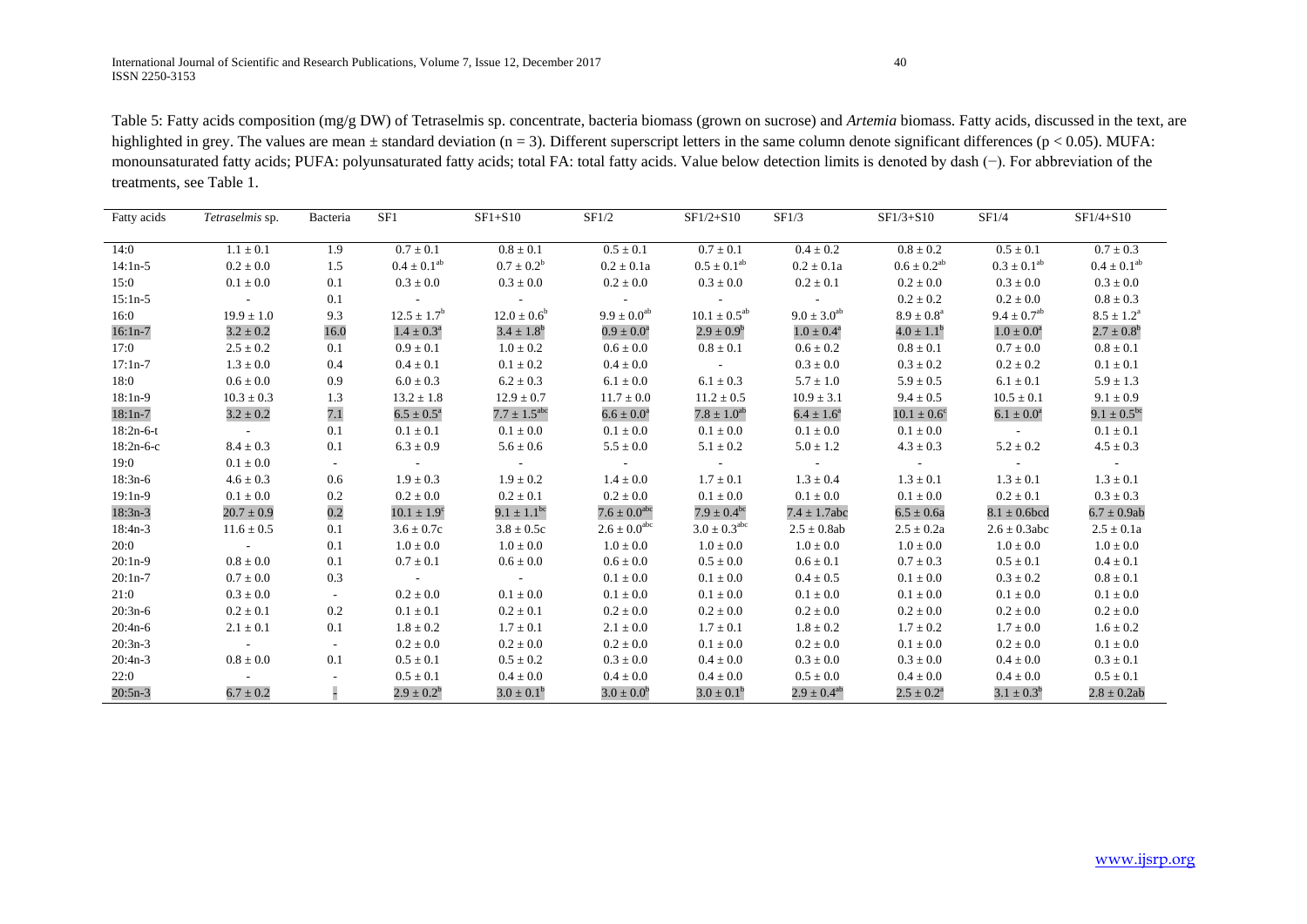Table 5: Fatty acids composition (mg/g DW) of Tetraselmis sp. concentrate, bacteria biomass (grown on sucrose) and *Artemia* biomass. Fatty acids, discussed in the text, are highlighted in grey. The values are mean ± standard deviation (n = 3). Different superscript letters in the same column denote significant differences ($p < 0.05$). MUFA: monounsaturated fatty acids; PUFA: polyunsaturated fatty acids; total FA: total fatty acids. Value below detection limits is denoted by dash (−). For abbreviation of the treatments, see Table 1.

| Fatty acids | *Tetraselmis* sp. | Bacteria | SF1 | SF1+S10 | SF1/2 | SF1/2+S10 | SF1/3 | SF1/3+S10 | SF1/4 | SF1/4+S10 |
|---|---|---|---|---|---|---|---|---|---|---|
| 14:0 | 1.1 ± 0.1 | 1.9 | 0.7 ± 0.1 | 0.8 ± 0.1 | 0.5 ± 0.1 | 0.7 ± 0.1 | 0.4 ± 0.2 | 0.8 ± 0.2 | 0.5 ± 0.1 | 0.7 ± 0.3 |
| 14:1n-5 | 0.2 ± 0.0 | 1.5 | $0.4 \pm 0.1^{ab}$ | $0.7 \pm 0.2^{b}$ | 0.2 ± 0.1a | $0.5 \pm 0.1^{ab}$ | 0.2 ± 0.1a | $0.6 \pm 0.2^{ab}$ | $0.3 \pm 0.1^{ab}$ | $0.4 \pm 0.1^{ab}$ |
| 15:0 | 0.1 ± 0.0 | 0.1 | 0.3 ± 0.0 | 0.3 ± 0.0 | 0.2 ± 0.0 | 0.3 ± 0.0 | 0.2 ± 0.1 | 0.2 ± 0.0 | 0.3 ± 0.0 | 0.3 ± 0.0 |
| 15:1n-5 | - | 0.1 | - | - | - | - | - | 0.2 ± 0.2 | 0.2 ± 0.0 | 0.8 ± 0.3 |
| 16:0 | 19.9 ± 1.0 | 9.3 | $12.5 \pm 1.7^{b}$ | $12.0 \pm 0.6^{b}$ | $9.9 \pm 0.0^{ab}$ | $10.1 \pm 0.5^{ab}$ | $9.0 \pm 3.0^{ab}$ | $8.9 \pm 0.8^{a}$ | $9.4 \pm 0.7^{ab}$ | $8.5 \pm 1.2^{a}$ |
| 16:1n-7 | 3.2 ± 0.2 | 16.0 | $1.4 \pm 0.3^{a}$ | $3.4 \pm 1.8^{b}$ | $0.9 \pm 0.0^{a}$ | $2.9 \pm 0.9^{b}$ | $1.0 \pm 0.4^{a}$ | $4.0 \pm 1.1^{b}$ | $1.0 \pm 0.0^{a}$ | $2.7 \pm 0.8^{b}$ |
| 17:0 | 2.5 ± 0.2 | 0.1 | 0.9 ± 0.1 | 1.0 ± 0.2 | 0.6 ± 0.0 | 0.8 ± 0.1 | 0.6 ± 0.2 | 0.8 ± 0.1 | 0.7 ± 0.0 | 0.8 ± 0.1 |
| 17:1n-7 | 1.3 ± 0.0 | 0.4 | 0.4 ± 0.1 | 0.1 ± 0.2 | 0.4 ± 0.0 | - | 0.3 ± 0.0 | 0.3 ± 0.2 | 0.2 ± 0.2 | 0.1 ± 0.1 |
| 18:0 | 0.6 ± 0.0 | 0.9 | 6.0 ± 0.3 | 6.2 ± 0.3 | 6.1 ± 0.0 | 6.1 ± 0.3 | 5.7 ± 1.0 | 5.9 ± 0.5 | 6.1 ± 0.1 | 5.9 ± 1.3 |
| 18:1n-9 | 10.3 ± 0.3 | 1.3 | 13.2 ± 1.8 | 12.9 ± 0.7 | 11.7 ± 0.0 | 11.2 ± 0.5 | 10.9 ± 3.1 | 9.4 ± 0.5 | 10.5 ± 0.1 | 9.1 ± 0.9 |
| 18:1n-7 | 3.2 ± 0.2 | 7.1 | $6.5 \pm 0.5^{a}$ | $7.7 \pm 1.5^{abc}$ | $6.6 \pm 0.0^{a}$ | $7.8 \pm 1.0^{ab}$ | $6.4 \pm 1.6^{a}$ | $10.1 \pm 0.6^{c}$ | $6.1 \pm 0.0^{a}$ | $9.1 \pm 0.5^{bc}$ |
| 18:2n-6-t | - | 0.1 | 0.1 ± 0.1 | 0.1 ± 0.0 | 0.1 ± 0.0 | 0.1 ± 0.0 | 0.1 ± 0.0 | 0.1 ± 0.0 | - | 0.1 ± 0.1 |
| 18:2n-6-c | 8.4 ± 0.3 | 0.1 | 6.3 ± 0.9 | 5.6 ± 0.6 | 5.5 ± 0.0 | 5.1 ± 0.2 | 5.0 ± 1.2 | 4.3 ± 0.3 | 5.2 ± 0.2 | 4.5 ± 0.3 |
| 19:0 | 0.1 ± 0.0 | - | - | - | - | - | - | - | - | - |
| 18:3n-6 | 4.6 ± 0.3 | 0.6 | 1.9 ± 0.3 | 1.9 ± 0.2 | 1.4 ± 0.0 | 1.7 ± 0.1 | 1.3 ± 0.4 | 1.3 ± 0.1 | 1.3 ± 0.1 | 1.3 ± 0.1 |
| 19:1n-9 | 0.1 ± 0.0 | 0.2 | 0.2 ± 0.0 | 0.2 ± 0.1 | 0.2 ± 0.0 | 0.1 ± 0.0 | 0.1 ± 0.0 | 0.1 ± 0.0 | 0.2 ± 0.1 | 0.3 ± 0.3 |
| 18:3n-3 | 20.7 ± 0.9 | 0.2 | $10.1 \pm 1.9^{c}$ | $9.1 \pm 1.1^{bc}$ | $7.6 \pm 0.0^{abc}$ | $7.9 \pm 0.4^{bc}$ | 7.4 ± 1.7abc | 6.5 ± 0.6a | 8.1 ± 0.6bcd | 6.7 ± 0.9ab |
| 18:4n-3 | 11.6 ± 0.5 | 0.1 | 3.6 ± 0.7c | 3.8 ± 0.5c | $2.6 \pm 0.0^{abc}$ | $3.0 \pm 0.3^{abc}$ | 2.5 ± 0.8ab | 2.5 ± 0.2a | 2.6 ± 0.3abc | 2.5 ± 0.1a |
| 20:0 | - | 0.1 | 1.0 ± 0.0 | 1.0 ± 0.0 | 1.0 ± 0.0 | 1.0 ± 0.0 | 1.0 ± 0.0 | 1.0 ± 0.0 | 1.0 ± 0.0 | 1.0 ± 0.0 |
| 20:1n-9 | 0.8 ± 0.0 | 0.1 | 0.7 ± 0.1 | 0.6 ± 0.0 | 0.6 ± 0.0 | 0.5 ± 0.0 | 0.6 ± 0.1 | 0.7 ± 0.3 | 0.5 ± 0.1 | 0.4 ± 0.1 |
| 20:1n-7 | 0.7 ± 0.0 | 0.3 | - | - | 0.1 ± 0.0 | 0.1 ± 0.0 | 0.4 ± 0.5 | 0.1 ± 0.0 | 0.3 ± 0.2 | 0.8 ± 0.1 |
| 21:0 | 0.3 ± 0.0 | - | 0.2 ± 0.0 | 0.1 ± 0.0 | 0.1 ± 0.0 | 0.1 ± 0.0 | 0.1 ± 0.0 | 0.1 ± 0.0 | 0.1 ± 0.0 | 0.1 ± 0.0 |
| 20:3n-6 | 0.2 ± 0.1 | 0.2 | 0.1 ± 0.1 | 0.2 ± 0.1 | 0.2 ± 0.0 | 0.2 ± 0.0 | 0.2 ± 0.0 | 0.2 ± 0.0 | 0.2 ± 0.0 | 0.2 ± 0.0 |
| 20:4n-6 | 2.1 ± 0.1 | 0.1 | 1.8 ± 0.2 | 1.7 ± 0.1 | 2.1 ± 0.0 | 1.7 ± 0.1 | 1.8 ± 0.2 | 1.7 ± 0.2 | 1.7 ± 0.0 | 1.6 ± 0.2 |
| 20:3n-3 | - | - | 0.2 ± 0.0 | 0.2 ± 0.0 | 0.2 ± 0.0 | 0.1 ± 0.0 | 0.2 ± 0.0 | 0.1 ± 0.0 | 0.2 ± 0.0 | 0.1 ± 0.0 |
| 20:4n-3 | 0.8 ± 0.0 | 0.1 | 0.5 ± 0.1 | 0.5 ± 0.2 | 0.3 ± 0.0 | 0.4 ± 0.0 | 0.3 ± 0.0 | 0.3 ± 0.0 | 0.4 ± 0.0 | 0.3 ± 0.1 |
| 22:0 | - | - | 0.5 ± 0.1 | 0.4 ± 0.0 | 0.4 ± 0.0 | 0.4 ± 0.0 | 0.5 ± 0.0 | 0.4 ± 0.0 | 0.4 ± 0.0 | 0.5 ± 0.1 |
| 20:5n-3 | 6.7 ± 0.2 | - | $2.9 \pm 0.2^{b}$ | $3.0 \pm 0.1^{b}$ | $3.0 \pm 0.0^{b}$ | $3.0 \pm 0.1^{b}$ | $2.9 \pm 0.4^{ab}$ | $2.5 \pm 0.2^{a}$ | $3.1 \pm 0.3^{b}$ | 2.8 ± 0.2ab |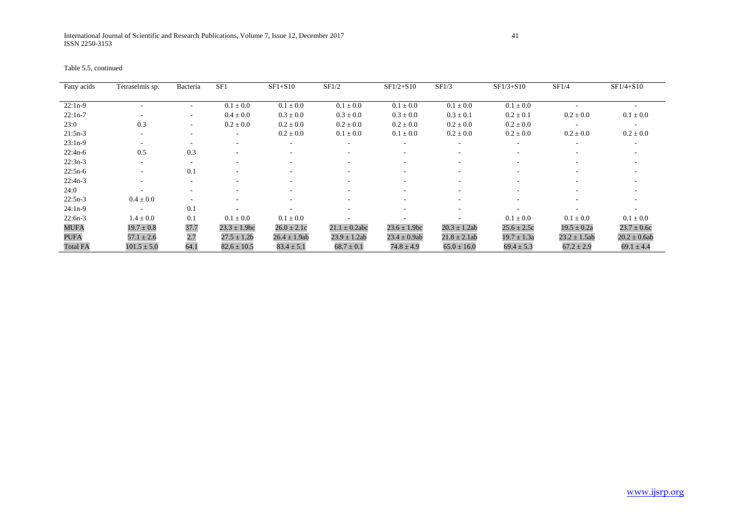Table 5.5, continued

| Fatty acids | Tetraselmis sp. | Bacteria | SF1 | SF1+S10 | SF1/2 | SF1/2+S10 | SF1/3 | SF1/3+S10 | SF1/4 | SF1/4+S10 |
|---|---|---|---|---|---|---|---|---|---|---|
| 22:1n-9 | - | - | 0.1 ± 0.0 | 0.1 ± 0.0 | 0.1 ± 0.0 | 0.1 ± 0.0 | 0.1 ± 0.0 | 0.1 ± 0.0 | - | - |
| 22:1n-7 | - | - | 0.4 ± 0.0 | 0.3 ± 0.0 | 0.3 ± 0.0 | 0.3 ± 0.0 | 0.3 ± 0.1 | 0.2 ± 0.1 | 0.2 ± 0.0 | 0.1 ± 0.0 |
| 23:0 | 0.3 | - | 0.2 ± 0.0 | 0.2 ± 0.0 | 0.2 ± 0.0 | 0.2 ± 0.0 | 0.2 ± 0.0 | 0.2 ± 0.0 | - | - |
| 21:5n-3 | - | - | - | 0.2 ± 0.0 | 0.1 ± 0.0 | 0.1 ± 0.0 | 0.2 ± 0.0 | 0.2 ± 0.0 | 0.2 ± 0.0 | 0.2 ± 0.0 |
| 23:1n-9 | - | - | - | - | - | - | - | - | - | - |
| 22:4n-6 | 0.5 | 0.3 | - | - | - | - | - | - | - | - |
| 22:3n-3 | - | - | - | - | - | - | - | - | - | - |
| 22:5n-6 | - | 0.1 | - | - | - | - | - | - | - | - |
| 22:4n-3 | - | - | - | - | - | - | - | - | - | - |
| 24:0 | - | - | - | - | - | - | - | - | - | - |
| 22:5n-3 | 0.4 ± 0.0 | - | - | - | - | - | - | - | - | - |
| 24:1n-9 | - | 0.1 | - | - | - | - | - | - | - | - |
| 22:6n-3 | 1.4 ± 0.0 | 0.1 | 0.1 ± 0.0 | 0.1 ± 0.0 | - | - | - | 0.1 ± 0.0 | 0.1 ± 0.0 | 0.1 ± 0.0 |
| MUFA | 19.7 ± 0.8 | 37.7 | 23.3 ± 1.9bc | 26.0 ± 2.1c | 21.1 ± 0.2abc | 23.6 ± 1.9bc | 20.3 ± 1.2ab | 25.6 ± 2.5c | 19.5 ± 0.2a | 23.7 ± 0.6c |
| PUFA | 57.1 ± 2.6 | 2.7 | 27.5 ± 1.2b | 26.4 ± 1.9ab | 23.9 ± 1.2ab | 23.4 ± 0.9ab | 21.8 ± 2.1ab | 19.7 ± 1.3a | 23.2 ± 1.5ab | 20.2 ± 0.6ab |
| Total FA | 101.5 ± 5.0 | 64.1 | 82.6 ± 10.5 | 83.4 ± 5.1 | 68.7 ± 0.1 | 74.8 ± 4.9 | 65.0 ± 16.0 | 69.4 ± 5.3 | 67.2 ± 2.9 | 69.1 ± 4.4 |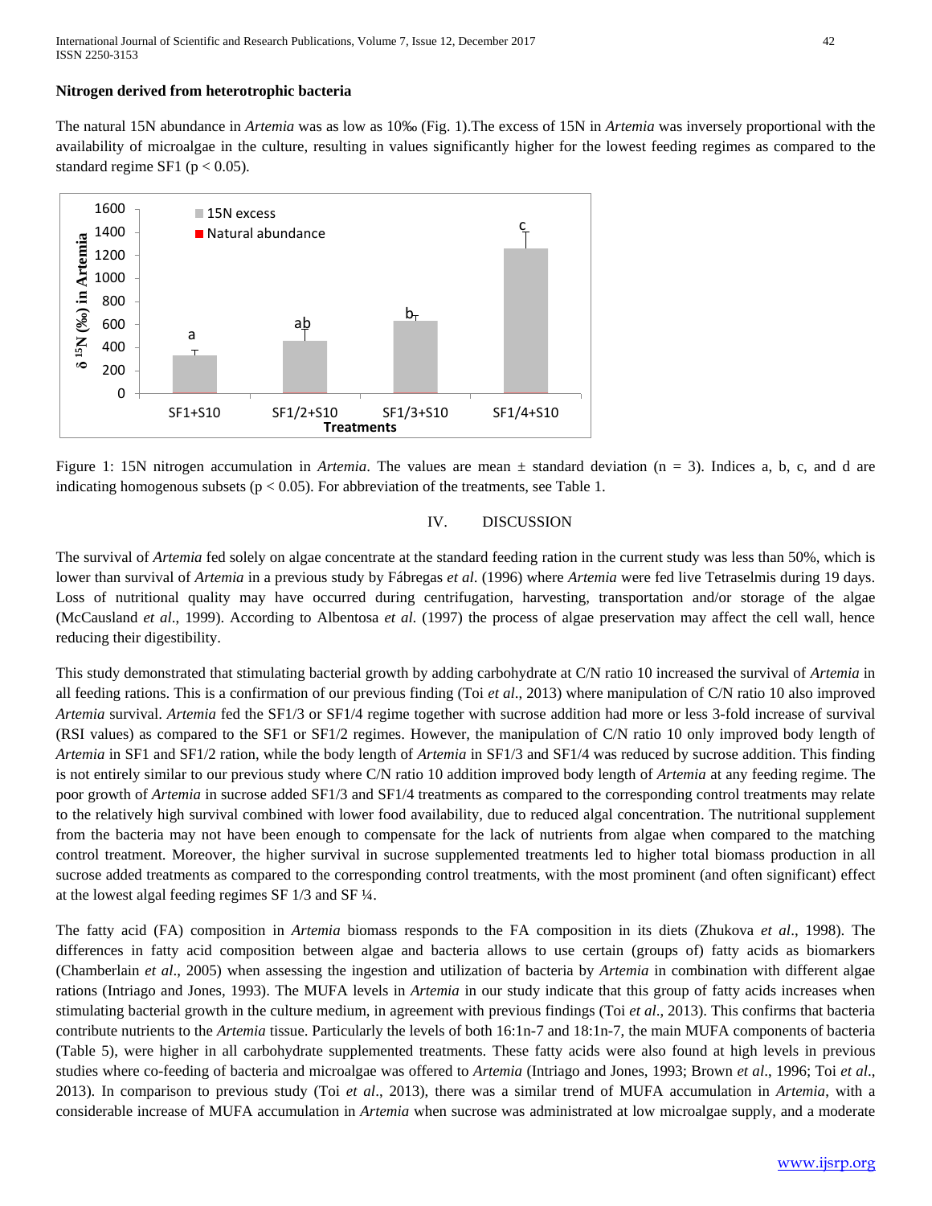**Nitrogen derived from heterotrophic bacteria**

The natural 15N abundance in *Artemia* was as low as 10‰ (Fig. 1).The excess of 15N in *Artemia* was inversely proportional with the availability of microalgae in the culture, resulting in values significantly higher for the lowest feeding regimes as compared to the standard regime SF1 ($p < 0.05$).

Figure 1: 15N nitrogen accumulation in *Artemia*. The values are mean ± standard deviation ($n = 3$). Indices a, b, c, and d are indicating homogenous subsets ($p < 0.05$). For abbreviation of the treatments, see Table 1.

## IV. DISCUSSION

The survival of *Artemia* fed solely on algae concentrate at the standard feeding ration in the current study was less than 50%, which is lower than survival of *Artemia* in a previous study by Fábregas *et al.* (1996) where *Artemia* were fed live Tetraselmis during 19 days. Loss of nutritional quality may have occurred during centrifugation, harvesting, transportation and/or storage of the algae (McCausland *et al*., 1999). According to Albentosa *et al.* (1997) the process of algae preservation may affect the cell wall, hence reducing their digestibility.

This study demonstrated that stimulating bacterial growth by adding carbohydrate at C/N ratio 10 increased the survival of *Artemia* in all feeding rations. This is a confirmation of our previous finding (Toi *et al*., 2013) where manipulation of C/N ratio 10 also improved *Artemia* survival. *Artemia* fed the SF1/3 or SF1/4 regime together with sucrose addition had more or less 3-fold increase of survival (RSI values) as compared to the SF1 or SF1/2 regimes. However, the manipulation of C/N ratio 10 only improved body length of *Artemia* in SF1 and SF1/2 ration, while the body length of *Artemia* in SF1/3 and SF1/4 was reduced by sucrose addition. This finding is not entirely similar to our previous study where C/N ratio 10 addition improved body length of *Artemia* at any feeding regime. The poor growth of *Artemia* in sucrose added SF1/3 and SF1/4 treatments as compared to the corresponding control treatments may relate to the relatively high survival combined with lower food availability, due to reduced algal concentration. The nutritional supplement from the bacteria may not have been enough to compensate for the lack of nutrients from algae when compared to the matching control treatment. Moreover, the higher survival in sucrose supplemented treatments led to higher total biomass production in all sucrose added treatments as compared to the corresponding control treatments, with the most prominent (and often significant) effect at the lowest algal feeding regimes SF 1/3 and SF ¼.

The fatty acid (FA) composition in *Artemia* biomass responds to the FA composition in its diets (Zhukova *et al*., 1998). The differences in fatty acid composition between algae and bacteria allows to use certain (groups of) fatty acids as biomarkers (Chamberlain *et al*., 2005) when assessing the ingestion and utilization of bacteria by *Artemia* in combination with different algae rations (Intriago and Jones, 1993). The MUFA levels in *Artemia* in our study indicate that this group of fatty acids increases when stimulating bacterial growth in the culture medium, in agreement with previous findings (Toi *et al*., 2013). This confirms that bacteria contribute nutrients to the *Artemia* tissue. Particularly the levels of both 16:1n-7 and 18:1n-7, the main MUFA components of bacteria (Table 5), were higher in all carbohydrate supplemented treatments. These fatty acids were also found at high levels in previous studies where co-feeding of bacteria and microalgae was offered to *Artemia* (Intriago and Jones, 1993; Brown *et al*., 1996; Toi *et al*., 2013). In comparison to previous study (Toi *et al*., 2013), there was a similar trend of MUFA accumulation in *Artemia*, with a considerable increase of MUFA accumulation in *Artemia* when sucrose was administrated at low microalgae supply, and a moderate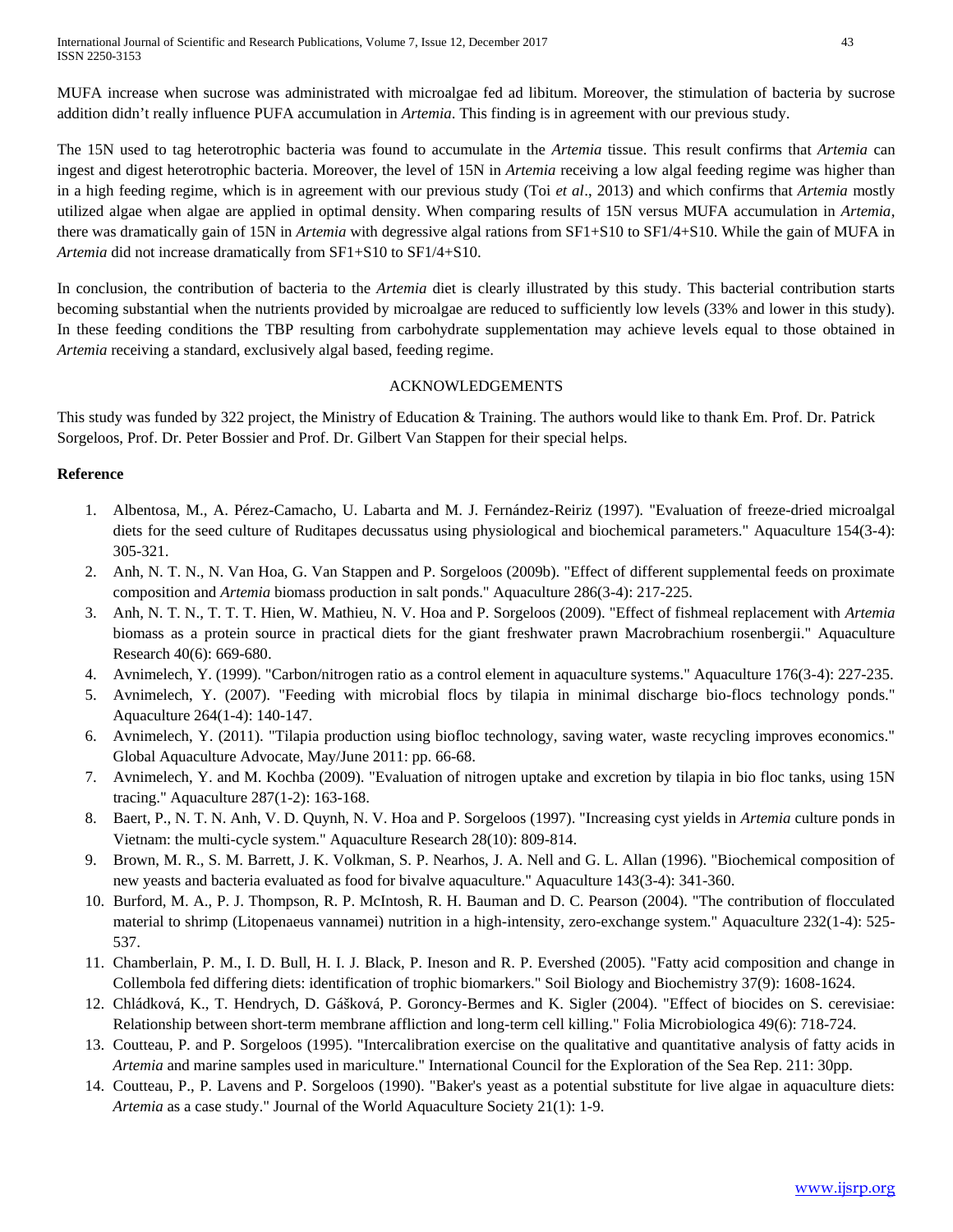MUFA increase when sucrose was administrated with microalgae fed ad libitum. Moreover, the stimulation of bacteria by sucrose addition didn't really influence PUFA accumulation in *Artemia*. This finding is in agreement with our previous study.

The 15N used to tag heterotrophic bacteria was found to accumulate in the *Artemia* tissue. This result confirms that *Artemia* can ingest and digest heterotrophic bacteria. Moreover, the level of 15N in *Artemia* receiving a low algal feeding regime was higher than in a high feeding regime, which is in agreement with our previous study (Toi *et al*., 2013) and which confirms that *Artemia* mostly utilized algae when algae are applied in optimal density. When comparing results of 15N versus MUFA accumulation in *Artemia*, there was dramatically gain of 15N in *Artemia* with degressive algal rations from SF1+S10 to SF1/4+S10. While the gain of MUFA in *Artemia* did not increase dramatically from SF1+S10 to SF1/4+S10.

In conclusion, the contribution of bacteria to the *Artemia* diet is clearly illustrated by this study. This bacterial contribution starts becoming substantial when the nutrients provided by microalgae are reduced to sufficiently low levels (33% and lower in this study). In these feeding conditions the TBP resulting from carbohydrate supplementation may achieve levels equal to those obtained in *Artemia* receiving a standard, exclusively algal based, feeding regime.

## ACKNOWLEDGEMENTS

This study was funded by 322 project, the Ministry of Education & Training. The authors would like to thank Em. Prof. Dr. Patrick Sorgeloos, Prof. Dr. Peter Bossier and Prof. Dr. Gilbert Van Stappen for their special helps.

## Reference

1. Albentosa, M., A. Pérez-Camacho, U. Labarta and M. J. Fernández-Reiriz (1997). "Evaluation of freeze-dried microalgal diets for the seed culture of Ruditapes decussatus using physiological and biochemical parameters." Aquaculture 154(3-4): 305-321.
2. Anh, N. T. N., N. Van Hoa, G. Van Stappen and P. Sorgeloos (2009b). "Effect of different supplemental feeds on proximate composition and *Artemia* biomass production in salt ponds." Aquaculture 286(3-4): 217-225.
3. Anh, N. T. N., T. T. T. Hien, W. Mathieu, N. V. Hoa and P. Sorgeloos (2009). "Effect of fishmeal replacement with *Artemia* biomass as a protein source in practical diets for the giant freshwater prawn Macrobrachium rosenbergii." Aquaculture Research 40(6): 669-680.
4. Avnimelech, Y. (1999). "Carbon/nitrogen ratio as a control element in aquaculture systems." Aquaculture 176(3-4): 227-235.
5. Avnimelech, Y. (2007). "Feeding with microbial flocs by tilapia in minimal discharge bio-flocs technology ponds." Aquaculture 264(1-4): 140-147.
6. Avnimelech, Y. (2011). "Tilapia production using biofloc technology, saving water, waste recycling improves economics." Global Aquaculture Advocate, May/June 2011: pp. 66-68.
7. Avnimelech, Y. and M. Kochba (2009). "Evaluation of nitrogen uptake and excretion by tilapia in bio floc tanks, using 15N tracing." Aquaculture 287(1-2): 163-168.
8. Baert, P., N. T. N. Anh, V. D. Quynh, N. V. Hoa and P. Sorgeloos (1997). "Increasing cyst yields in *Artemia* culture ponds in Vietnam: the multi-cycle system." Aquaculture Research 28(10): 809-814.
9. Brown, M. R., S. M. Barrett, J. K. Volkman, S. P. Nearhos, J. A. Nell and G. L. Allan (1996). "Biochemical composition of new yeasts and bacteria evaluated as food for bivalve aquaculture." Aquaculture 143(3-4): 341-360.
10. Burford, M. A., P. J. Thompson, R. P. McIntosh, R. H. Bauman and D. C. Pearson (2004). "The contribution of flocculated material to shrimp (Litopenaeus vannamei) nutrition in a high-intensity, zero-exchange system." Aquaculture 232(1-4): 525-537.
11. Chamberlain, P. M., I. D. Bull, H. I. J. Black, P. Ineson and R. P. Evershed (2005). "Fatty acid composition and change in Collembola fed differing diets: identification of trophic biomarkers." Soil Biology and Biochemistry 37(9): 1608-1624.
12. Chládková, K., T. Hendrych, D. Gášková, P. Goroncy-Bermes and K. Sigler (2004). "Effect of biocides on S. cerevisiae: Relationship between short-term membrane affliction and long-term cell killing." Folia Microbiologica 49(6): 718-724.
13. Coutteau, P. and P. Sorgeloos (1995). "Intercalibration exercise on the qualitative and quantitative analysis of fatty acids in *Artemia* and marine samples used in mariculture." International Council for the Exploration of the Sea Rep. 211: 30pp.
14. Coutteau, P., P. Lavens and P. Sorgeloos (1990). "Baker's yeast as a potential substitute for live algae in aquaculture diets: *Artemia* as a case study." Journal of the World Aquaculture Society 21(1): 1-9.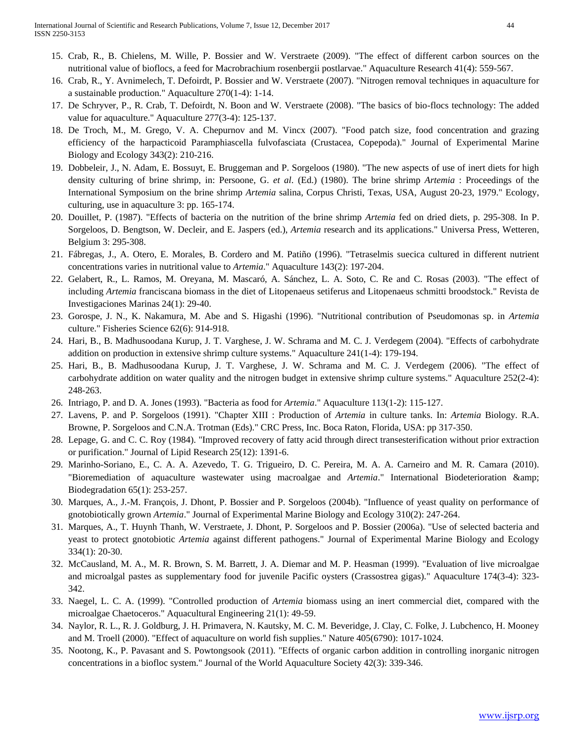15. Crab, R., B. Chielens, M. Wille, P. Bossier and W. Verstraete (2009). "The effect of different carbon sources on the nutritional value of bioflocs, a feed for Macrobrachium rosenbergii postlarvae." Aquaculture Research 41(4): 559-567.
16. Crab, R., Y. Avnimelech, T. Defoirdt, P. Bossier and W. Verstraete (2007). "Nitrogen removal techniques in aquaculture for a sustainable production." Aquaculture 270(1-4): 1-14.
17. De Schryver, P., R. Crab, T. Defoirdt, N. Boon and W. Verstraete (2008). "The basics of bio-flocs technology: The added value for aquaculture." Aquaculture 277(3-4): 125-137.
18. De Troch, M., M. Grego, V. A. Chepurnov and M. Vincx (2007). "Food patch size, food concentration and grazing efficiency of the harpacticoid Paramphiascella fulvofasciata (Crustacea, Copepoda)." Journal of Experimental Marine Biology and Ecology 343(2): 210-216.
19. Dobbeleir, J., N. Adam, E. Bossuyt, E. Bruggeman and P. Sorgeloos (1980). "The new aspects of use of inert diets for high density culturing of brine shrimp, in: Persoone, G. *et al*. (Ed.) (1980). The brine shrimp *Artemia* : Proceedings of the International Symposium on the brine shrimp *Artemia* salina, Corpus Christi, Texas, USA, August 20-23, 1979." Ecology, culturing, use in aquaculture 3: pp. 165-174.
20. Douillet, P. (1987). "Effects of bacteria on the nutrition of the brine shrimp *Artemia* fed on dried diets, p. 295-308. In P. Sorgeloos, D. Bengtson, W. Decleir, and E. Jaspers (ed.), *Artemia* research and its applications." Universa Press, Wetteren, Belgium 3: 295-308.
21. Fábregas, J., A. Otero, E. Morales, B. Cordero and M. Patiño (1996). "Tetraselmis suecica cultured in different nutrient concentrations varies in nutritional value to *Artemia*." Aquaculture 143(2): 197-204.
22. Gelabert, R., L. Ramos, M. Oreyana, M. Mascaró, A. Sánchez, L. A. Soto, C. Re and C. Rosas (2003). "The effect of including *Artemia* franciscana biomass in the diet of Litopenaeus setiferus and Litopenaeus schmitti broodstock." Revista de Investigaciones Marinas 24(1): 29-40.
23. Gorospe, J. N., K. Nakamura, M. Abe and S. Higashi (1996). "Nutritional contribution of Pseudomonas sp. in *Artemia* culture." Fisheries Science 62(6): 914-918.
24. Hari, B., B. Madhusoodana Kurup, J. T. Varghese, J. W. Schrama and M. C. J. Verdegem (2004). "Effects of carbohydrate addition on production in extensive shrimp culture systems." Aquaculture 241(1-4): 179-194.
25. Hari, B., B. Madhusoodana Kurup, J. T. Varghese, J. W. Schrama and M. C. J. Verdegem (2006). "The effect of carbohydrate addition on water quality and the nitrogen budget in extensive shrimp culture systems." Aquaculture 252(2-4): 248-263.
26. Intriago, P. and D. A. Jones (1993). "Bacteria as food for *Artemia*." Aquaculture 113(1-2): 115-127.
27. Lavens, P. and P. Sorgeloos (1991). "Chapter XIII : Production of *Artemia* in culture tanks. In: *Artemia* Biology. R.A. Browne, P. Sorgeloos and C.N.A. Trotman (Eds)." CRC Press, Inc. Boca Raton, Florida, USA: pp 317-350.
28. Lepage, G. and C. C. Roy (1984). "Improved recovery of fatty acid through direct transesterification without prior extraction or purification." Journal of Lipid Research 25(12): 1391-6.
29. Marinho-Soriano, E., C. A. A. Azevedo, T. G. Trigueiro, D. C. Pereira, M. A. A. Carneiro and M. R. Camara (2010). "Bioremediation of aquaculture wastewater using macroalgae and *Artemia*." International Biodeterioration &amp; Biodegradation 65(1): 253-257.
30. Marques, A., J.-M. François, J. Dhont, P. Bossier and P. Sorgeloos (2004b). "Influence of yeast quality on performance of gnotobiotically grown *Artemia*." Journal of Experimental Marine Biology and Ecology 310(2): 247-264.
31. Marques, A., T. Huynh Thanh, W. Verstraete, J. Dhont, P. Sorgeloos and P. Bossier (2006a). "Use of selected bacteria and yeast to protect gnotobiotic *Artemia* against different pathogens." Journal of Experimental Marine Biology and Ecology 334(1): 20-30.
32. McCausland, M. A., M. R. Brown, S. M. Barrett, J. A. Diemar and M. P. Heasman (1999). "Evaluation of live microalgae and microalgal pastes as supplementary food for juvenile Pacific oysters (Crassostrea gigas)." Aquaculture 174(3-4): 323-342.
33. Naegel, L. C. A. (1999). "Controlled production of *Artemia* biomass using an inert commercial diet, compared with the microalgae Chaetoceros." Aquacultural Engineering 21(1): 49-59.
34. Naylor, R. L., R. J. Goldburg, J. H. Primavera, N. Kautsky, M. C. M. Beveridge, J. Clay, C. Folke, J. Lubchenco, H. Mooney and M. Troell (2000). "Effect of aquaculture on world fish supplies." Nature 405(6790): 1017-1024.
35. Nootong, K., P. Pavasant and S. Powtongsook (2011). "Effects of organic carbon addition in controlling inorganic nitrogen concentrations in a biofloc system." Journal of the World Aquaculture Society 42(3): 339-346.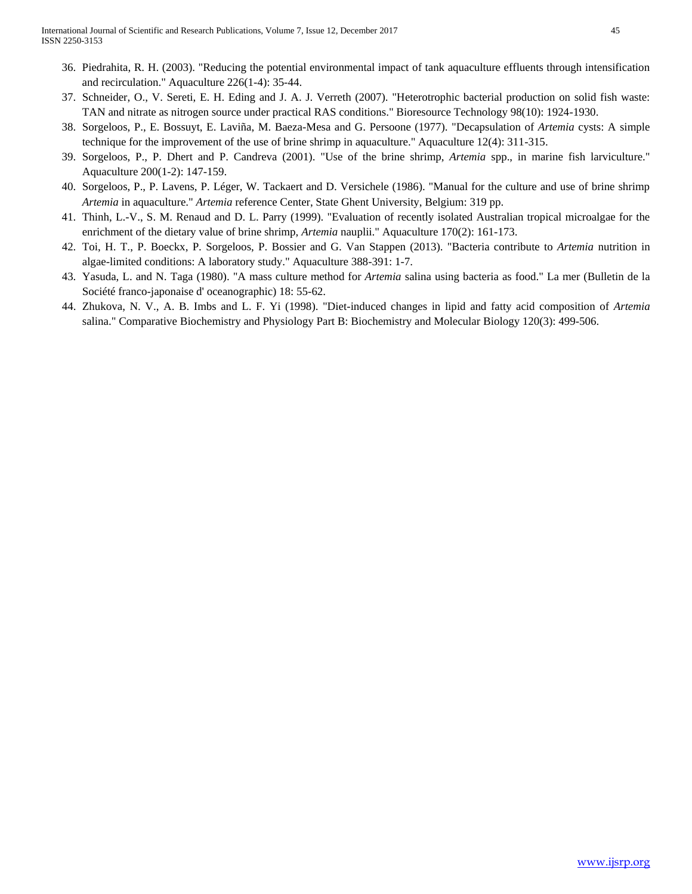36. Piedrahita, R. H. (2003). "Reducing the potential environmental impact of tank aquaculture effluents through intensification and recirculation." Aquaculture 226(1-4): 35-44.
37. Schneider, O., V. Sereti, E. H. Eding and J. A. J. Verreth (2007). "Heterotrophic bacterial production on solid fish waste: TAN and nitrate as nitrogen source under practical RAS conditions." Bioresource Technology 98(10): 1924-1930.
38. Sorgeloos, P., E. Bossuyt, E. Laviña, M. Baeza-Mesa and G. Persoone (1977). "Decapsulation of *Artemia* cysts: A simple technique for the improvement of the use of brine shrimp in aquaculture." Aquaculture 12(4): 311-315.
39. Sorgeloos, P., P. Dhert and P. Candreva (2001). "Use of the brine shrimp, *Artemia* spp., in marine fish larviculture." Aquaculture 200(1-2): 147-159.
40. Sorgeloos, P., P. Lavens, P. Léger, W. Tackaert and D. Versichele (1986). "Manual for the culture and use of brine shrimp *Artemia* in aquaculture." *Artemia* reference Center, State Ghent University, Belgium: 319 pp.
41. Thinh, L.-V., S. M. Renaud and D. L. Parry (1999). "Evaluation of recently isolated Australian tropical microalgae for the enrichment of the dietary value of brine shrimp, *Artemia* nauplii." Aquaculture 170(2): 161-173.
42. Toi, H. T., P. Boeckx, P. Sorgeloos, P. Bossier and G. Van Stappen (2013). "Bacteria contribute to *Artemia* nutrition in algae-limited conditions: A laboratory study." Aquaculture 388-391: 1-7.
43. Yasuda, L. and N. Taga (1980). "A mass culture method for *Artemia* salina using bacteria as food." La mer (Bulletin de la Société franco-japonaise d' oceanographic) 18: 55-62.
44. Zhukova, N. V., A. B. Imbs and L. F. Yi (1998). "Diet-induced changes in lipid and fatty acid composition of *Artemia* salina." Comparative Biochemistry and Physiology Part B: Biochemistry and Molecular Biology 120(3): 499-506.